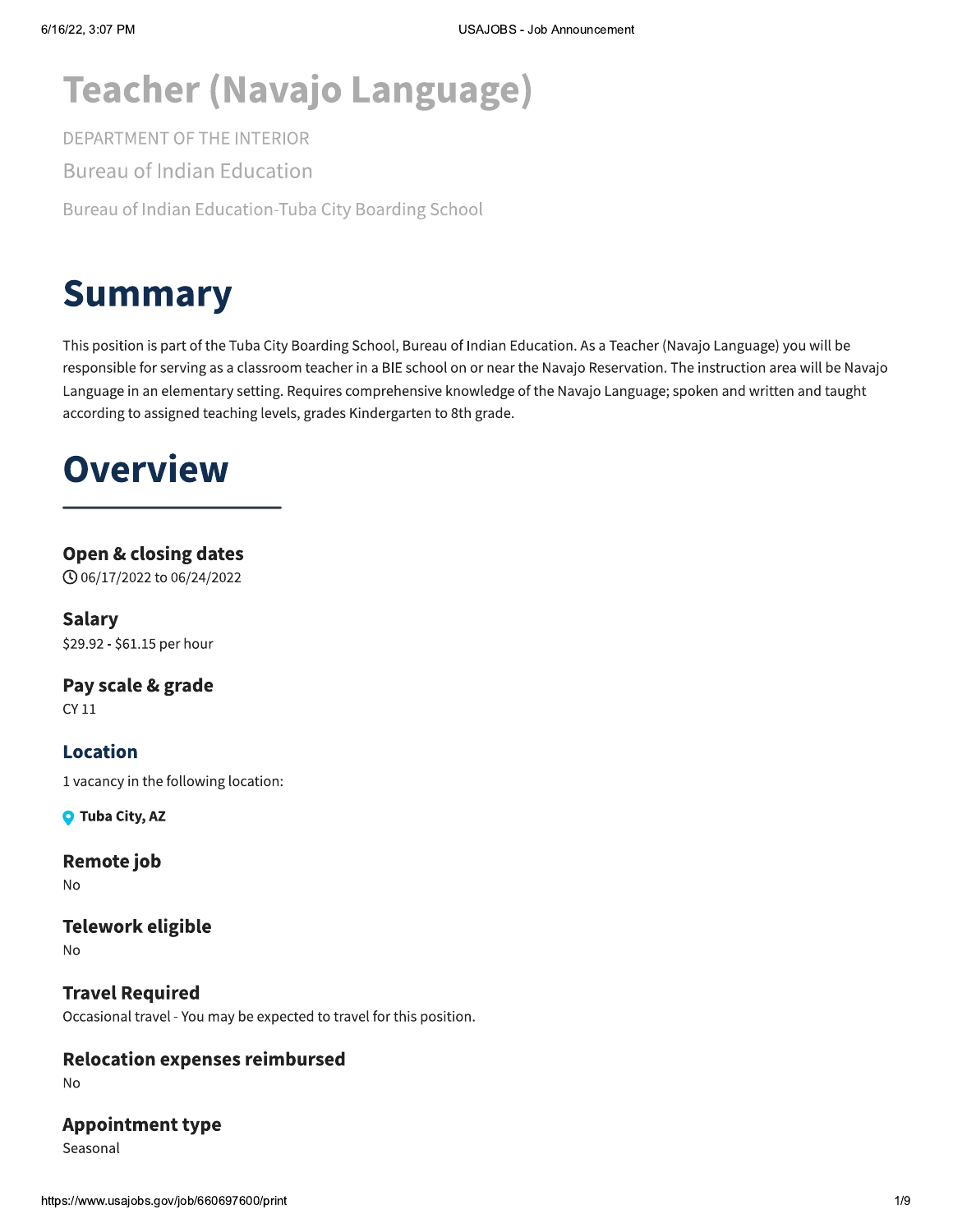# Teacher (Navajo Language)

DEPARTMENT OF THE INTERIOR

Bureau of Indian Education

Bureau of Indian Education-Tuba City Boarding School

# Summary

This position is part of the Tuba City Boarding School, Bureau of Indian Education. As a Teacher (Navajo Language) you will be responsible for serving as a classroom teacher in a BIE school on or near the Navajo Reservation. The instruction area will be Navajo Language in an elementary setting. Requires comprehensive knowledge of the Navajo Language; spoken and written and taught according to assigned teaching levels, grades Kindergarten to 8th grade.

# Overview

### Open & closing dates

06/17/2022 to 06/24/2022

### Salary

$29.92 - $61.15 per hour

### Pay scale & grade

CY 11

### Location

1 vacancy in the following location:

**Tuba City, AZ**

### Remote job

No

### Telework eligible

No

### Travel Required

Occasional travel - You may be expected to travel for this position.

### Relocation expenses reimbursed

No

### Appointment type

Seasonal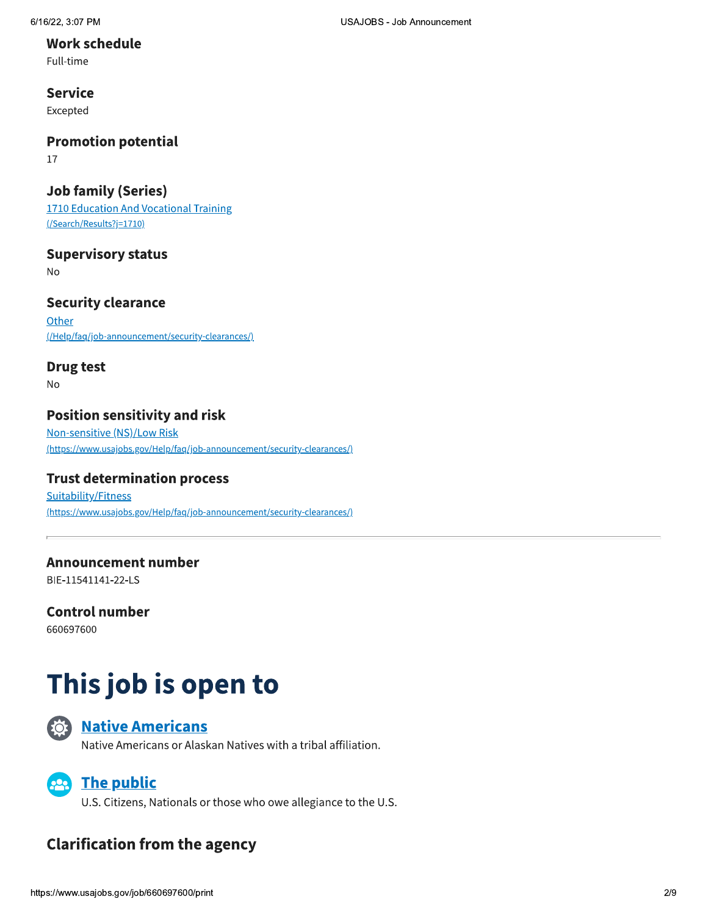### Work schedule

Full-time

### Service

Excepted

### Promotion potential

17

### Job family (Series)

[1710 Education And Vocational Training](/Search/Results?j=1710)
(/Search/Results?j=1710)

### Supervisory status

No

### Security clearance

[Other](/Help/faq/job-announcement/security-clearances/)
(/Help/faq/job-announcement/security-clearances/)

### Drug test

No

### Position sensitivity and risk

[Non-sensitive (NS)/Low Risk](https://www.usajobs.gov/Help/faq/job-announcement/security-clearances/)
(https://www.usajobs.gov/Help/faq/job-announcement/security-clearances/)

### Trust determination process

[Suitability/Fitness](https://www.usajobs.gov/Help/faq/job-announcement/security-clearances/)
(https://www.usajobs.gov/Help/faq/job-announcement/security-clearances/)

---

### Announcement number

BIE-11541141-22-LS

### Control number

660697600

# This job is open to

**Native Americans**

Native Americans or Alaskan Natives with a tribal affiliation.

**The public**

U.S. Citizens, Nationals or those who owe allegiance to the U.S.

### Clarification from the agency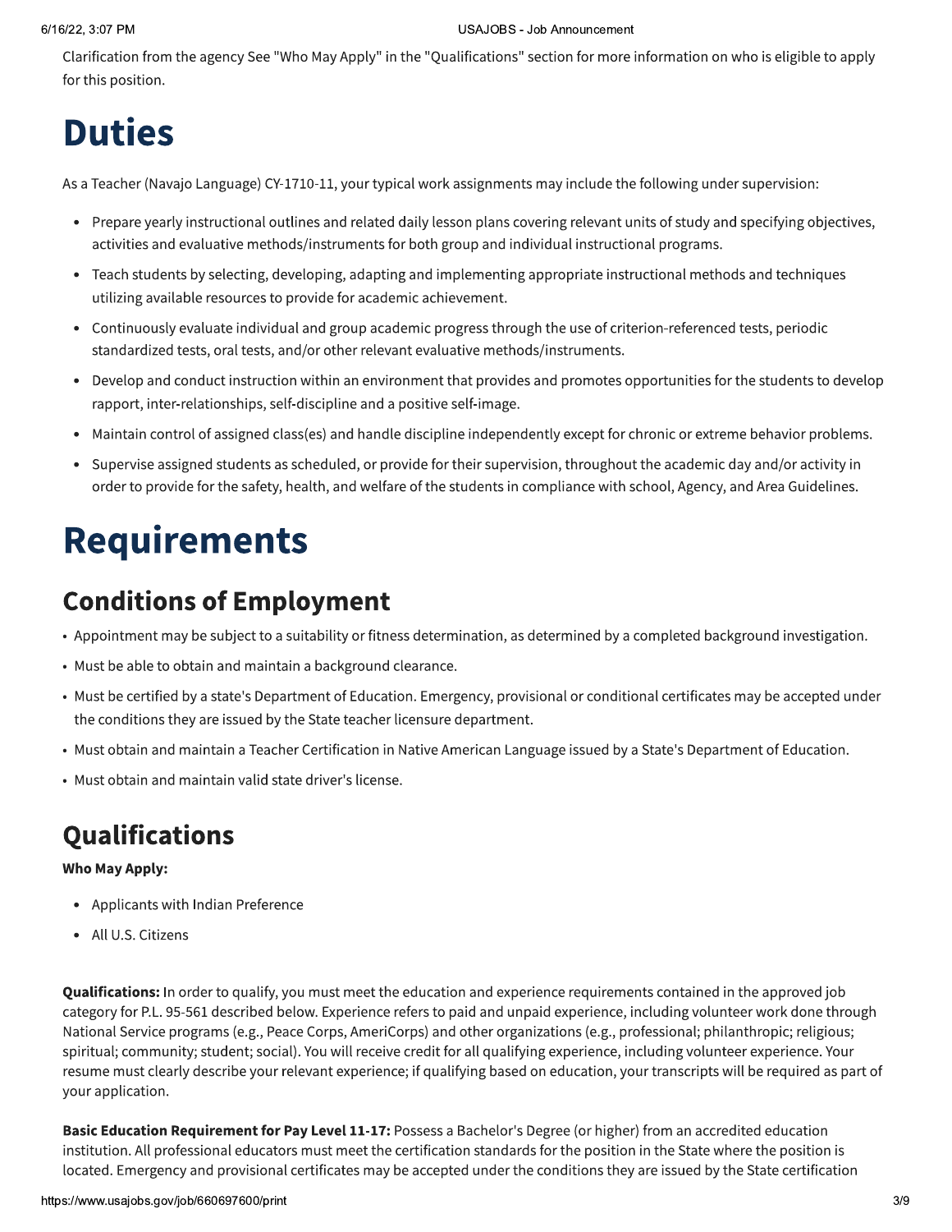Clarification from the agency See "Who May Apply" in the "Qualifications" section for more information on who is eligible to apply for this position.

# Duties

As a Teacher (Navajo Language) CY-1710-11, your typical work assignments may include the following under supervision:

- Prepare yearly instructional outlines and related daily lesson plans covering relevant units of study and specifying objectives, activities and evaluative methods/instruments for both group and individual instructional programs.
- Teach students by selecting, developing, adapting and implementing appropriate instructional methods and techniques utilizing available resources to provide for academic achievement.
- Continuously evaluate individual and group academic progress through the use of criterion-referenced tests, periodic standardized tests, oral tests, and/or other relevant evaluative methods/instruments.
- Develop and conduct instruction within an environment that provides and promotes opportunities for the students to develop rapport, inter-relationships, self-discipline and a positive self-image.
- Maintain control of assigned class(es) and handle discipline independently except for chronic or extreme behavior problems.
- Supervise assigned students as scheduled, or provide for their supervision, throughout the academic day and/or activity in order to provide for the safety, health, and welfare of the students in compliance with school, Agency, and Area Guidelines.

# Requirements

## Conditions of Employment

- Appointment may be subject to a suitability or fitness determination, as determined by a completed background investigation.
- Must be able to obtain and maintain a background clearance.
- Must be certified by a state's Department of Education. Emergency, provisional or conditional certificates may be accepted under the conditions they are issued by the State teacher licensure department.
- Must obtain and maintain a Teacher Certification in Native American Language issued by a State's Department of Education.
- Must obtain and maintain valid state driver's license.

## Qualifications

**Who May Apply:**

- Applicants with Indian Preference
- All U.S. Citizens

**Qualifications:** In order to qualify, you must meet the education and experience requirements contained in the approved job category for P.L. 95-561 described below. Experience refers to paid and unpaid experience, including volunteer work done through National Service programs (e.g., Peace Corps, AmeriCorps) and other organizations (e.g., professional; philanthropic; religious; spiritual; community; student; social). You will receive credit for all qualifying experience, including volunteer experience. Your resume must clearly describe your relevant experience; if qualifying based on education, your transcripts will be required as part of your application.

**Basic Education Requirement for Pay Level 11-17:** Possess a Bachelor's Degree (or higher) from an accredited education institution. All professional educators must meet the certification standards for the position in the State where the position is located. Emergency and provisional certificates may be accepted under the conditions they are issued by the State certification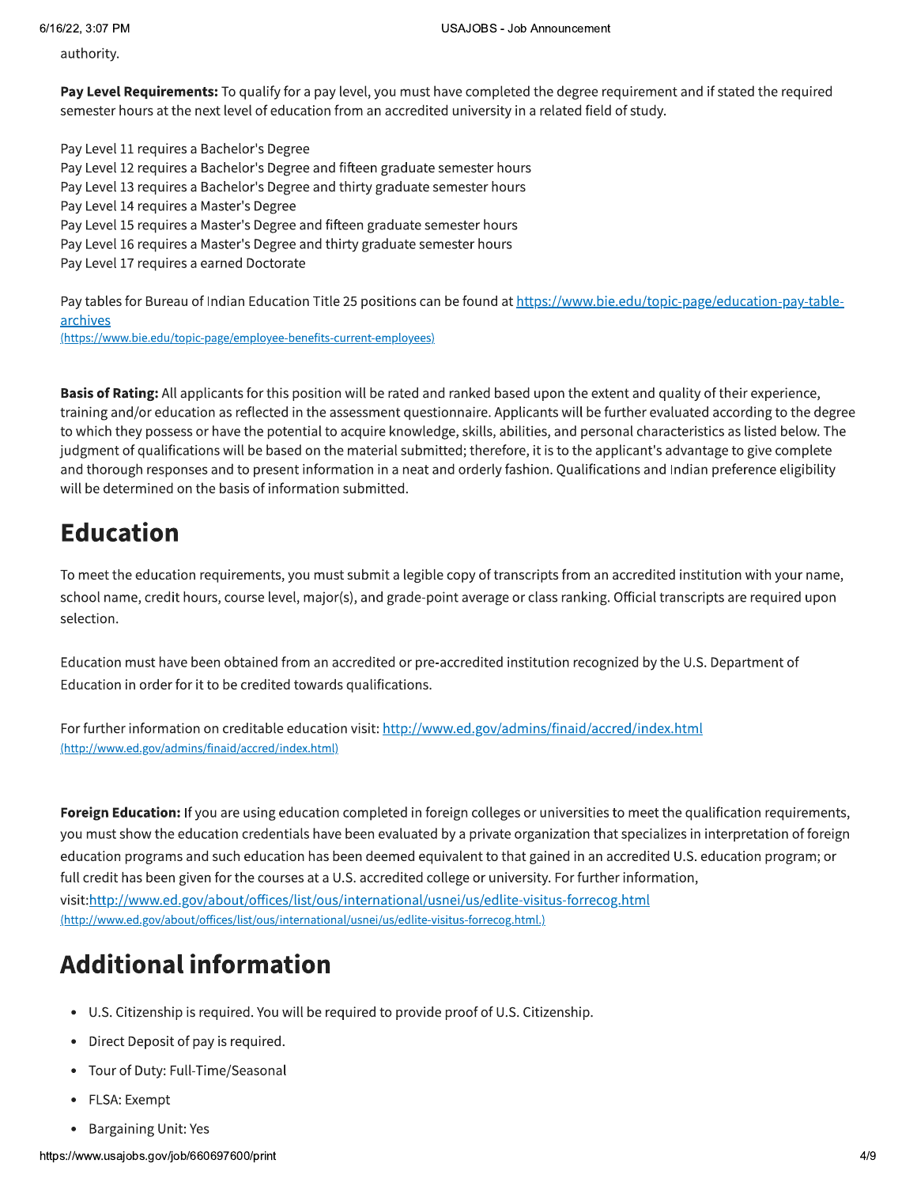authority.

**Pay Level Requirements:** To qualify for a pay level, you must have completed the degree requirement and if stated the required semester hours at the next level of education from an accredited university in a related field of study.

Pay Level 11 requires a Bachelor's Degree
Pay Level 12 requires a Bachelor's Degree and fifteen graduate semester hours
Pay Level 13 requires a Bachelor's Degree and thirty graduate semester hours
Pay Level 14 requires a Master's Degree
Pay Level 15 requires a Master's Degree and fifteen graduate semester hours
Pay Level 16 requires a Master's Degree and thirty graduate semester hours
Pay Level 17 requires a earned Doctorate

Pay tables for Bureau of Indian Education Title 25 positions can be found at [https://www.bie.edu/topic-page/education-pay-table-archives](https://www.bie.edu/topic-page/employee-benefits-current-employees)
(https://www.bie.edu/topic-page/employee-benefits-current-employees)

**Basis of Rating:** All applicants for this position will be rated and ranked based upon the extent and quality of their experience, training and/or education as reflected in the assessment questionnaire. Applicants will be further evaluated according to the degree to which they possess or have the potential to acquire knowledge, skills, abilities, and personal characteristics as listed below. The judgment of qualifications will be based on the material submitted; therefore, it is to the applicant's advantage to give complete and thorough responses and to present information in a neat and orderly fashion. Qualifications and Indian preference eligibility will be determined on the basis of information submitted.

# Education

To meet the education requirements, you must submit a legible copy of transcripts from an accredited institution with your name, school name, credit hours, course level, major(s), and grade-point average or class ranking. Official transcripts are required upon selection.

Education must have been obtained from an accredited or pre-accredited institution recognized by the U.S. Department of Education in order for it to be credited towards qualifications.

For further information on creditable education visit: [http://www.ed.gov/admins/finaid/accred/index.html](http://www.ed.gov/admins/finaid/accred/index.html)
(http://www.ed.gov/admins/finaid/accred/index.html)

**Foreign Education:** If you are using education completed in foreign colleges or universities to meet the qualification requirements, you must show the education credentials have been evaluated by a private organization that specializes in interpretation of foreign education programs and such education has been deemed equivalent to that gained in an accredited U.S. education program; or full credit has been given for the courses at a U.S. accredited college or university. For further information, visit:[http://www.ed.gov/about/offices/list/ous/international/usnei/us/edlite-visitus-forrecog.html](http://www.ed.gov/about/offices/list/ous/international/usnei/us/edlite-visitus-forrecog.html.)
(http://www.ed.gov/about/offices/list/ous/international/usnei/us/edlite-visitus-forrecog.html.)

# Additional information

- U.S. Citizenship is required. You will be required to provide proof of U.S. Citizenship.
- Direct Deposit of pay is required.
- Tour of Duty: Full-Time/Seasonal
- FLSA: Exempt
- Bargaining Unit: Yes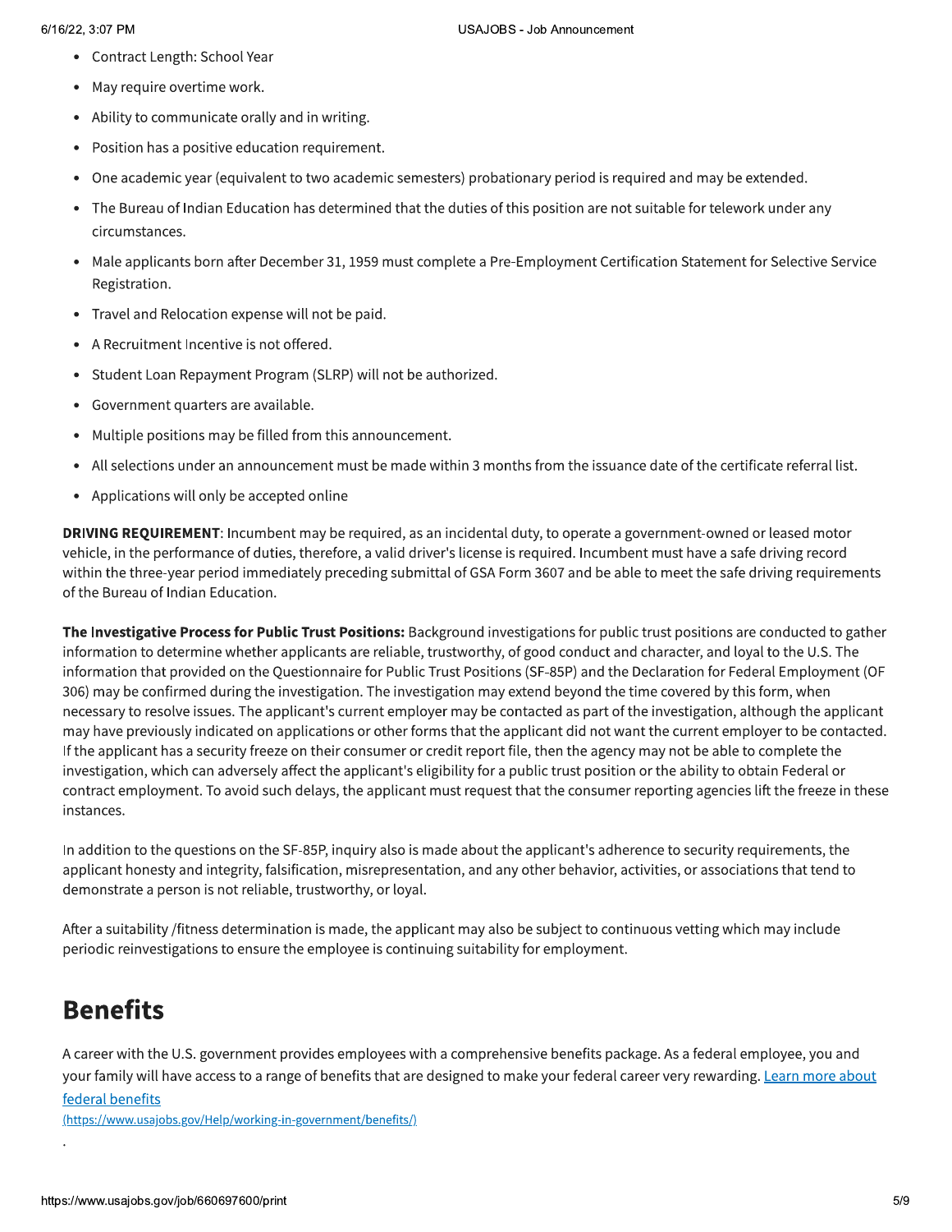- Contract Length: School Year
- May require overtime work.
- Ability to communicate orally and in writing.
- Position has a positive education requirement.
- One academic year (equivalent to two academic semesters) probationary period is required and may be extended.
- The Bureau of Indian Education has determined that the duties of this position are not suitable for telework under any circumstances.
- Male applicants born after December 31, 1959 must complete a Pre-Employment Certification Statement for Selective Service Registration.
- Travel and Relocation expense will not be paid.
- A Recruitment Incentive is not offered.
- Student Loan Repayment Program (SLRP) will not be authorized.
- Government quarters are available.
- Multiple positions may be filled from this announcement.
- All selections under an announcement must be made within 3 months from the issuance date of the certificate referral list.
- Applications will only be accepted online

**DRIVING REQUIREMENT**: Incumbent may be required, as an incidental duty, to operate a government-owned or leased motor vehicle, in the performance of duties, therefore, a valid driver's license is required. Incumbent must have a safe driving record within the three-year period immediately preceding submittal of GSA Form 3607 and be able to meet the safe driving requirements of the Bureau of Indian Education.

**The Investigative Process for Public Trust Positions:** Background investigations for public trust positions are conducted to gather information to determine whether applicants are reliable, trustworthy, of good conduct and character, and loyal to the U.S. The information that provided on the Questionnaire for Public Trust Positions (SF-85P) and the Declaration for Federal Employment (OF 306) may be confirmed during the investigation. The investigation may extend beyond the time covered by this form, when necessary to resolve issues. The applicant's current employer may be contacted as part of the investigation, although the applicant may have previously indicated on applications or other forms that the applicant did not want the current employer to be contacted. If the applicant has a security freeze on their consumer or credit report file, then the agency may not be able to complete the investigation, which can adversely affect the applicant's eligibility for a public trust position or the ability to obtain Federal or contract employment. To avoid such delays, the applicant must request that the consumer reporting agencies lift the freeze in these instances.

In addition to the questions on the SF-85P, inquiry also is made about the applicant's adherence to security requirements, the applicant honesty and integrity, falsification, misrepresentation, and any other behavior, activities, or associations that tend to demonstrate a person is not reliable, trustworthy, or loyal.

After a suitability /fitness determination is made, the applicant may also be subject to continuous vetting which may include periodic reinvestigations to ensure the employee is continuing suitability for employment.

## Benefits

A career with the U.S. government provides employees with a comprehensive benefits package. As a federal employee, you and your family will have access to a range of benefits that are designed to make your federal career very rewarding. [Learn more about federal benefits](https://www.usajobs.gov/Help/working-in-government/benefits/)
(https://www.usajobs.gov/Help/working-in-government/benefits/)

.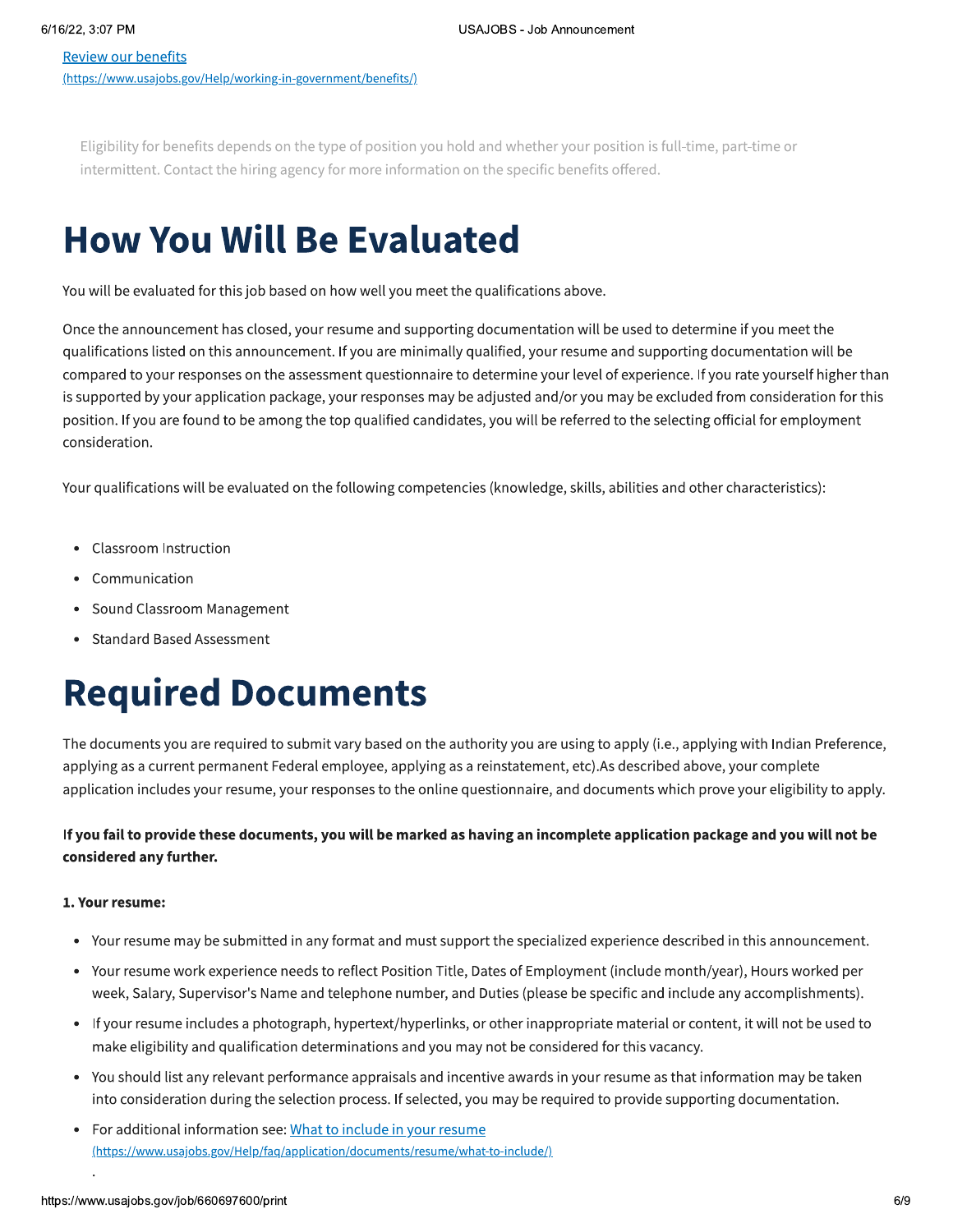[Review our benefits](https://www.usajobs.gov/Help/working-in-government/benefits/)

Eligibility for benefits depends on the type of position you hold and whether your position is full-time, part-time or intermittent. Contact the hiring agency for more information on the specific benefits offered.

# How You Will Be Evaluated

You will be evaluated for this job based on how well you meet the qualifications above.

Once the announcement has closed, your resume and supporting documentation will be used to determine if you meet the qualifications listed on this announcement. If you are minimally qualified, your resume and supporting documentation will be compared to your responses on the assessment questionnaire to determine your level of experience. If you rate yourself higher than is supported by your application package, your responses may be adjusted and/or you may be excluded from consideration for this position. If you are found to be among the top qualified candidates, you will be referred to the selecting official for employment consideration.

Your qualifications will be evaluated on the following competencies (knowledge, skills, abilities and other characteristics):

- Classroom Instruction
- Communication
- Sound Classroom Management
- Standard Based Assessment

# Required Documents

The documents you are required to submit vary based on the authority you are using to apply (i.e., applying with Indian Preference, applying as a current permanent Federal employee, applying as a reinstatement, etc).As described above, your complete application includes your resume, your responses to the online questionnaire, and documents which prove your eligibility to apply.

**If you fail to provide these documents, you will be marked as having an incomplete application package and you will not be considered any further.**

**1. Your resume:**

- Your resume may be submitted in any format and must support the specialized experience described in this announcement.
- Your resume work experience needs to reflect Position Title, Dates of Employment (include month/year), Hours worked per week, Salary, Supervisor's Name and telephone number, and Duties (please be specific and include any accomplishments).
- If your resume includes a photograph, hypertext/hyperlinks, or other inappropriate material or content, it will not be used to make eligibility and qualification determinations and you may not be considered for this vacancy.
- You should list any relevant performance appraisals and incentive awards in your resume as that information may be taken into consideration during the selection process. If selected, you may be required to provide supporting documentation.
- For additional information see: [What to include in your resume](https://www.usajobs.gov/Help/faq/application/documents/resume/what-to-include/)

.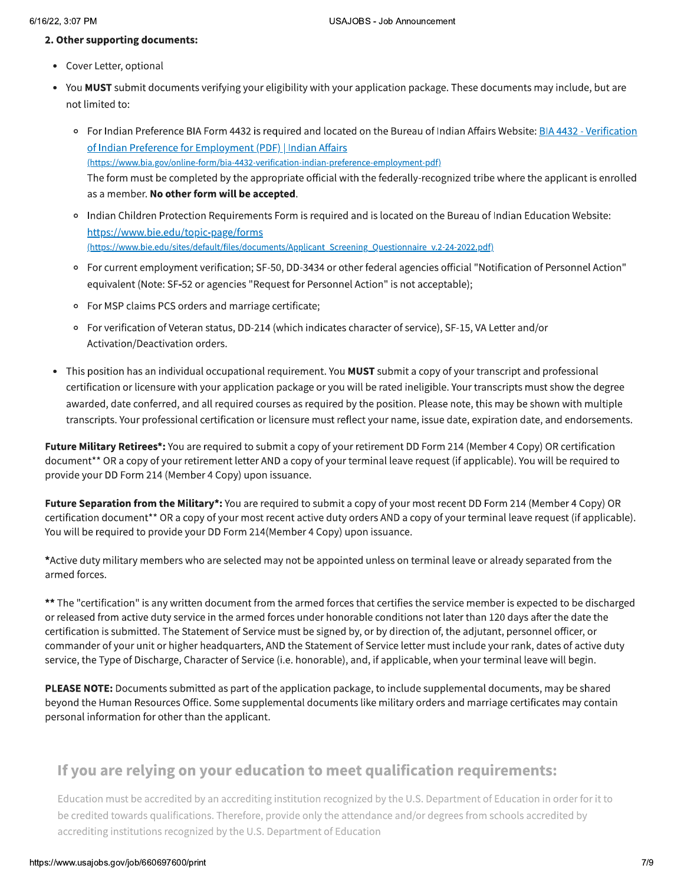**2. Other supporting documents:**

- Cover Letter, optional
- You **MUST** submit documents verifying your eligibility with your application package. These documents may include, but are not limited to:
    - For Indian Preference BIA Form 4432 is required and located on the Bureau of Indian Affairs Website: [BIA 4432 - Verification of Indian Preference for Employment (PDF) | Indian Affairs](https://www.bia.gov/online-form/bia-4432-verification-indian-preference-employment-pdf) (https://www.bia.gov/online-form/bia-4432-verification-indian-preference-employment-pdf)
      The form must be completed by the appropriate official with the federally-recognized tribe where the applicant is enrolled as a member. **No other form will be accepted**.
    - Indian Children Protection Requirements Form is required and is located on the Bureau of Indian Education Website: [https://www.bie.edu/topic-page/forms](https://www.bie.edu/sites/default/files/documents/Applicant_Screening_Questionnaire_v.2-24-2022.pdf) (https://www.bie.edu/sites/default/files/documents/Applicant_Screening_Questionnaire_v.2-24-2022.pdf)
    - For current employment verification; SF-50, DD-3434 or other federal agencies official "Notification of Personnel Action" equivalent (Note: SF-52 or agencies "Request for Personnel Action" is not acceptable);
    - For MSP claims PCS orders and marriage certificate;
    - For verification of Veteran status, DD-214 (which indicates character of service), SF-15, VA Letter and/or Activation/Deactivation orders.
- This position has an individual occupational requirement. You **MUST** submit a copy of your transcript and professional certification or licensure with your application package or you will be rated ineligible. Your transcripts must show the degree awarded, date conferred, and all required courses as required by the position. Please note, this may be shown with multiple transcripts. Your professional certification or licensure must reflect your name, issue date, expiration date, and endorsements.

**Future Military Retirees*:** You are required to submit a copy of your retirement DD Form 214 (Member 4 Copy) OR certification document** OR a copy of your retirement letter AND a copy of your terminal leave request (if applicable). You will be required to provide your DD Form 214 (Member 4 Copy) upon issuance.

**Future Separation from the Military*:** You are required to submit a copy of your most recent DD Form 214 (Member 4 Copy) OR certification document** OR a copy of your most recent active duty orders AND a copy of your terminal leave request (if applicable). You will be required to provide your DD Form 214(Member 4 Copy) upon issuance.

*Active duty military members who are selected may not be appointed unless on terminal leave or already separated from the armed forces.

** The "certification" is any written document from the armed forces that certifies the service member is expected to be discharged or released from active duty service in the armed forces under honorable conditions not later than 120 days after the date the certification is submitted. The Statement of Service must be signed by, or by direction of, the adjutant, personnel officer, or commander of your unit or higher headquarters, AND the Statement of Service letter must include your rank, dates of active duty service, the Type of Discharge, Character of Service (i.e. honorable), and, if applicable, when your terminal leave will begin.

**PLEASE NOTE:** Documents submitted as part of the application package, to include supplemental documents, may be shared beyond the Human Resources Office. Some supplemental documents like military orders and marriage certificates may contain personal information for other than the applicant.

## If you are relying on your education to meet qualification requirements:

Education must be accredited by an accrediting institution recognized by the U.S. Department of Education in order for it to be credited towards qualifications. Therefore, provide only the attendance and/or degrees from schools accredited by accrediting institutions recognized by the U.S. Department of Education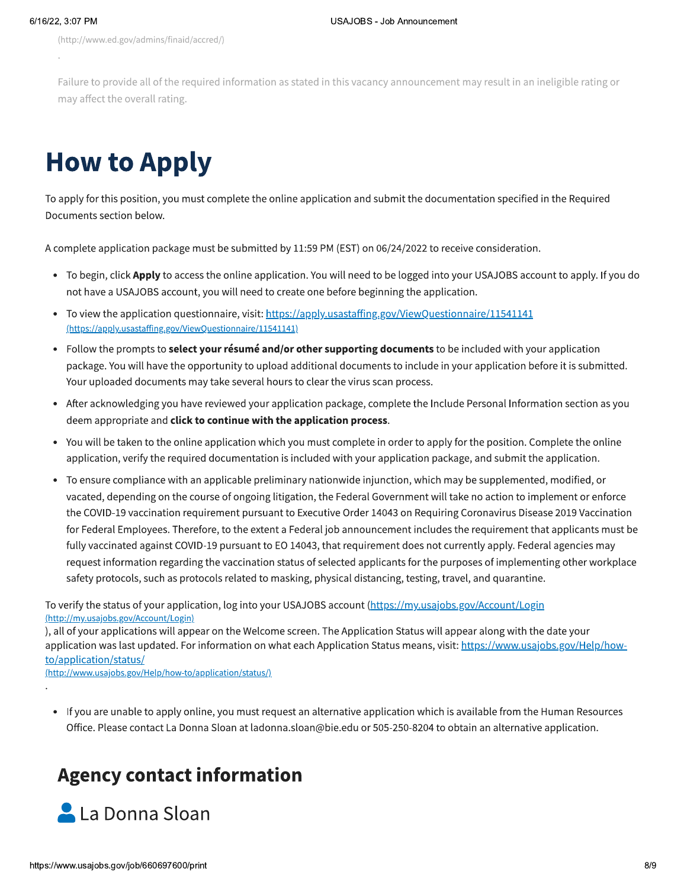(http://www.ed.gov/admins/finaid/accred/)

.

Failure to provide all of the required information as stated in this vacancy announcement may result in an ineligible rating or may affect the overall rating.

# How to Apply

To apply for this position, you must complete the online application and submit the documentation specified in the Required Documents section below.

A complete application package must be submitted by 11:59 PM (EST) on 06/24/2022 to receive consideration.

- To begin, click **Apply** to access the online application. You will need to be logged into your USAJOBS account to apply. If you do not have a USAJOBS account, you will need to create one before beginning the application.
- To view the application questionnaire, visit: https://apply.usastaffing.gov/ViewQuestionnaire/11541141 (https://apply.usastaffing.gov/ViewQuestionnaire/11541141)
- Follow the prompts to **select your résumé and/or other supporting documents** to be included with your application package. You will have the opportunity to upload additional documents to include in your application before it is submitted. Your uploaded documents may take several hours to clear the virus scan process.
- After acknowledging you have reviewed your application package, complete the Include Personal Information section as you deem appropriate and **click to continue with the application process**.
- You will be taken to the online application which you must complete in order to apply for the position. Complete the online application, verify the required documentation is included with your application package, and submit the application.
- To ensure compliance with an applicable preliminary nationwide injunction, which may be supplemented, modified, or vacated, depending on the course of ongoing litigation, the Federal Government will take no action to implement or enforce the COVID-19 vaccination requirement pursuant to Executive Order 14043 on Requiring Coronavirus Disease 2019 Vaccination for Federal Employees. Therefore, to the extent a Federal job announcement includes the requirement that applicants must be fully vaccinated against COVID-19 pursuant to EO 14043, that requirement does not currently apply. Federal agencies may request information regarding the vaccination status of selected applicants for the purposes of implementing other workplace safety protocols, such as protocols related to masking, physical distancing, testing, travel, and quarantine.

To verify the status of your application, log into your USAJOBS account (https://my.usajobs.gov/Account/Login (http://my.usajobs.gov/Account/Login)
), all of your applications will appear on the Welcome screen. The Application Status will appear along with the date your application was last updated. For information on what each Application Status means, visit: https://www.usajobs.gov/Help/how-to/application/status/
(http://www.usajobs.gov/Help/how-to/application/status/)
.

- If you are unable to apply online, you must request an alternative application which is available from the Human Resources Office. Please contact La Donna Sloan at ladonna.sloan@bie.edu or 505-250-8204 to obtain an alternative application.

## Agency contact information

### La Donna Sloan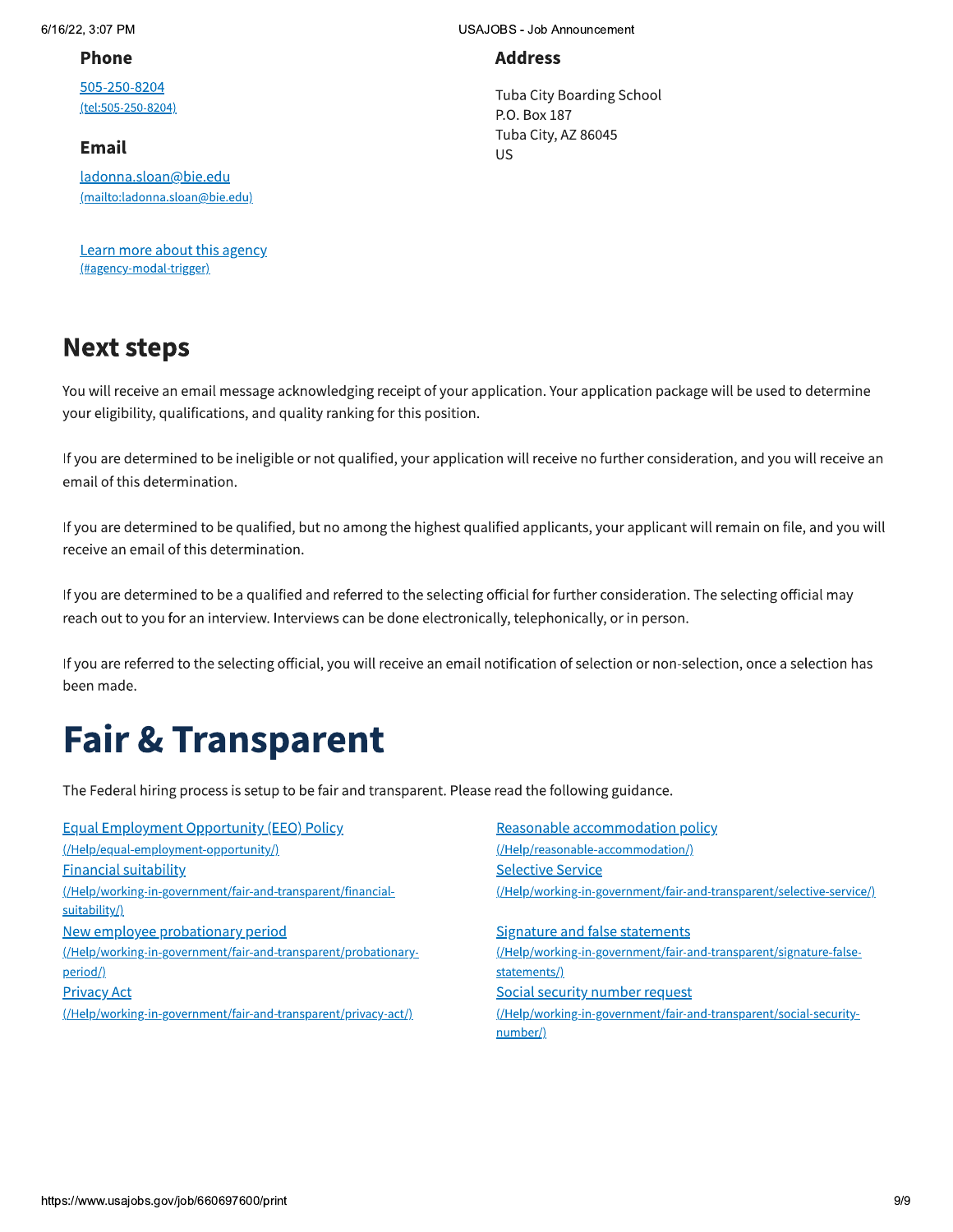### Phone

[505-250-8204](tel:505-250-8204)

### Email

[ladonna.sloan@bie.edu](mailto:ladonna.sloan@bie.edu)

[Learn more about this agency](#agency-modal-trigger)

### Address

Tuba City Boarding School
P.O. Box 187
Tuba City, AZ 86045
US

## Next steps

You will receive an email message acknowledging receipt of your application. Your application package will be used to determine your eligibility, qualifications, and quality ranking for this position.

If you are determined to be ineligible or not qualified, your application will receive no further consideration, and you will receive an email of this determination.

If you are determined to be qualified, but no among the highest qualified applicants, your applicant will remain on file, and you will receive an email of this determination.

If you are determined to be a qualified and referred to the selecting official for further consideration. The selecting official may reach out to you for an interview. Interviews can be done electronically, telephonically, or in person.

If you are referred to the selecting official, you will receive an email notification of selection or non-selection, once a selection has been made.

# Fair & Transparent

The Federal hiring process is setup to be fair and transparent. Please read the following guidance.

- [Equal Employment Opportunity (EEO) Policy](/Help/equal-employment-opportunity/)
- [Financial suitability](/Help/working-in-government/fair-and-transparent/financial-suitability/)
- [New employee probationary period](/Help/working-in-government/fair-and-transparent/probationary-period/)
- [Privacy Act](/Help/working-in-government/fair-and-transparent/privacy-act/)
- [Reasonable accommodation policy](/Help/reasonable-accommodation/)
- [Selective Service](/Help/working-in-government/fair-and-transparent/selective-service/)
- [Signature and false statements](/Help/working-in-government/fair-and-transparent/signature-false-statements/)
- [Social security number request](/Help/working-in-government/fair-and-transparent/social-security-number/)